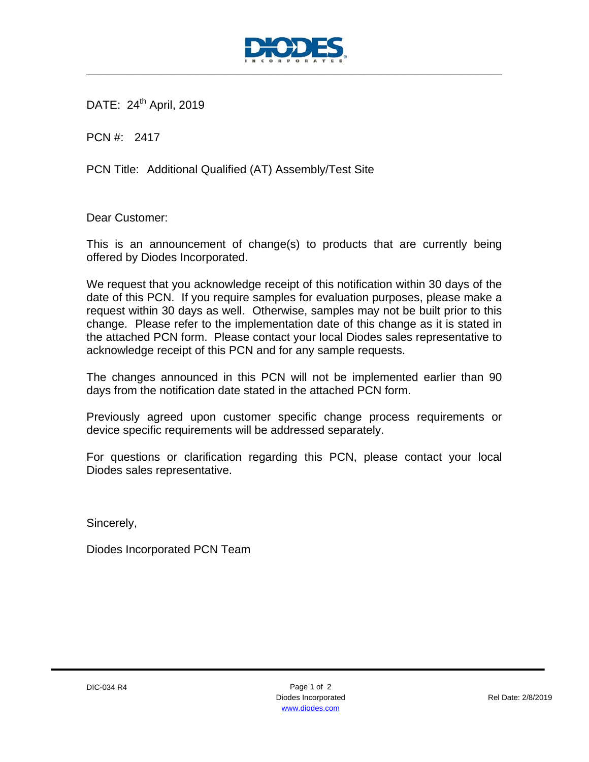DATE: 24th April, 2019

PCN #: 2417

PCN Title: Additional Qualified (AT) Assembly/Test Site

Dear Customer:

This is an announcement of change(s) to products that are currently being offered by Diodes Incorporated.

We request that you acknowledge receipt of this notification within 30 days of the date of this PCN. If you require samples for evaluation purposes, please make a request within 30 days as well. Otherwise, samples may not be built prior to this change. Please refer to the implementation date of this change as it is stated in the attached PCN form. Please contact your local Diodes sales representative to acknowledge receipt of this PCN and for any sample requests.

The changes announced in this PCN will not be implemented earlier than 90 days from the notification date stated in the attached PCN form.

Previously agreed upon customer specific change process requirements or device specific requirements will be addressed separately.

For questions or clarification regarding this PCN, please contact your local Diodes sales representative.

Sincerely,

Diodes Incorporated PCN Team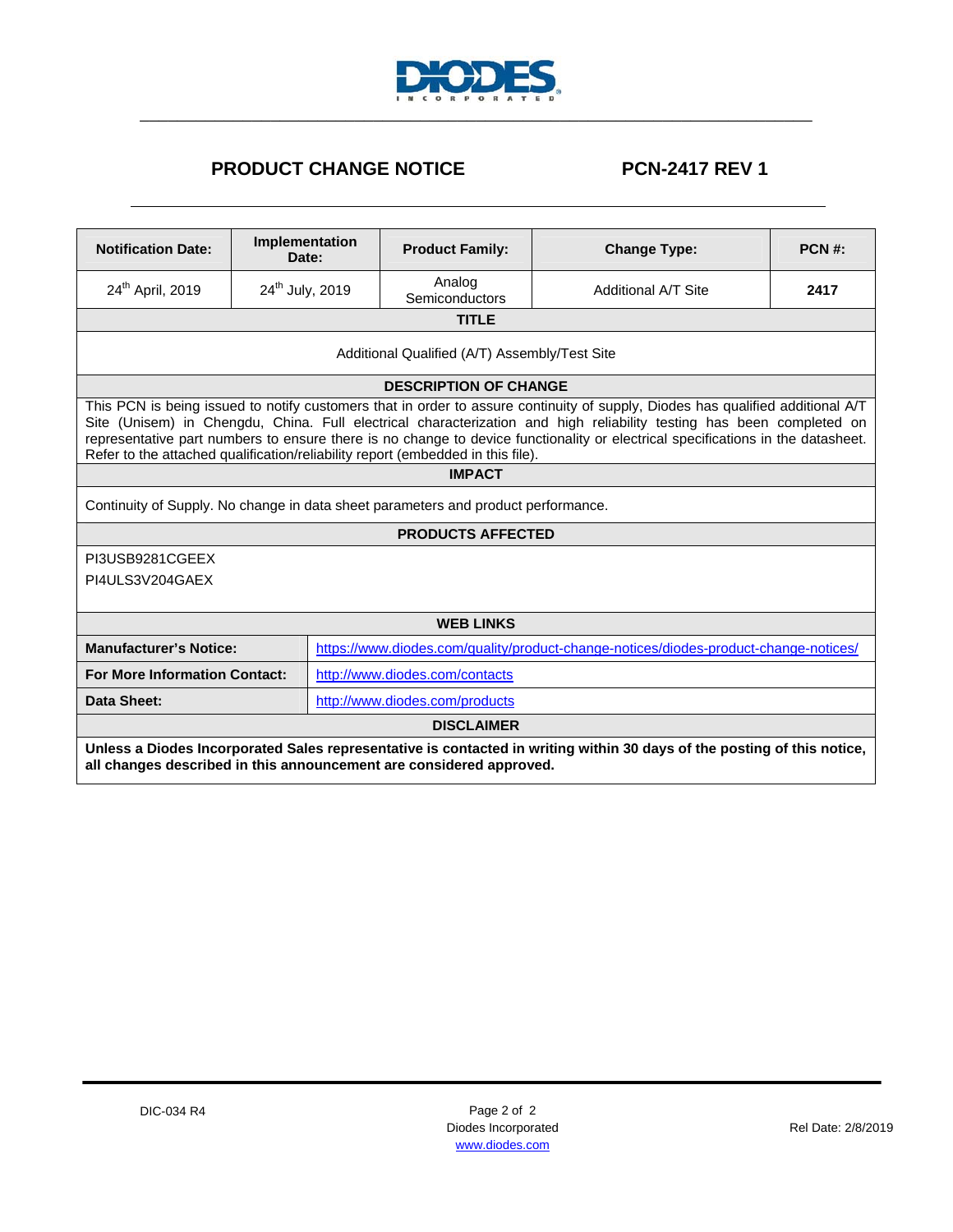DIODES INCORPORATED

## PRODUCT CHANGE NOTICE PCN-2417 REV 1

| Notification Date: | Implementation Date: | Product Family: | Change Type: | PCN #: |
|---|---|---|---|---|
| 24th April, 2019 | 24th July, 2019 | Analog Semiconductors | Additional A/T Site | **2417** |

**TITLE**

Additional Qualified (A/T) Assembly/Test Site

**DESCRIPTION OF CHANGE**

This PCN is being issued to notify customers that in order to assure continuity of supply, Diodes has qualified additional A/T Site (Unisem) in Chengdu, China. Full electrical characterization and high reliability testing has been completed on representative part numbers to ensure there is no change to device functionality or electrical specifications in the datasheet. Refer to the attached qualification/reliability report (embedded in this file).

**IMPACT**

Continuity of Supply. No change in data sheet parameters and product performance.

**PRODUCTS AFFECTED**

PI3USB9281CGEEX
PI4ULS3V204GAEX

**WEB LINKS**

| | |
|---|---|
| **Manufacturer's Notice:** | https://www.diodes.com/quality/product-change-notices/diodes-product-change-notices/ |
| **For More Information Contact:** | http://www.diodes.com/contacts |
| **Data Sheet:** | http://www.diodes.com/products |

**DISCLAIMER**

**Unless a Diodes Incorporated Sales representative is contacted in writing within 30 days of the posting of this notice, all changes described in this announcement are considered approved.**

DIC-034 R4 Diodes Incorporated www.diodes.com Rel Date: 2/8/2019